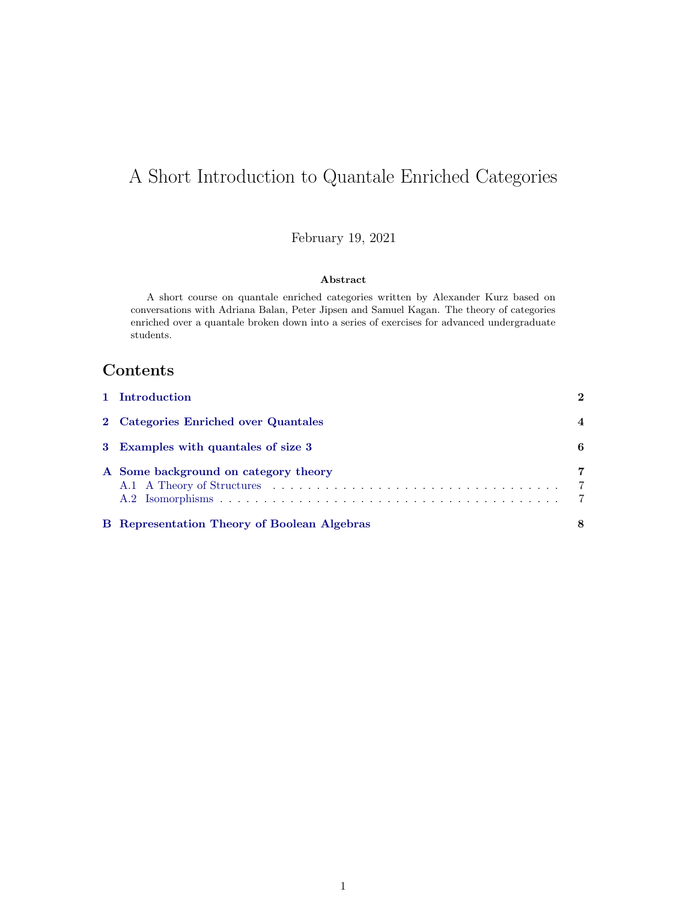# A Short Introduction to Quantale Enriched Categories

February 19, 2021

**Abstract**

A short course on quantale enriched categories written by Alexander Kurz based on conversations with Adriana Balan, Peter Jipsen and Samuel Kagan. The theory of categories enriched over a quantale broken down into a series of exercises for advanced undergraduate students.

## Contents

- **1 Introduction** — 2
- **2 Categories Enriched over Quantales** — 4
- **3 Examples with quantales of size 3** — 6
- **A Some background on category theory** — 7
  - A.1 A Theory of Structures — 7
  - A.2 Isomorphisms — 7
- **B Representation Theory of Boolean Algebras** — 8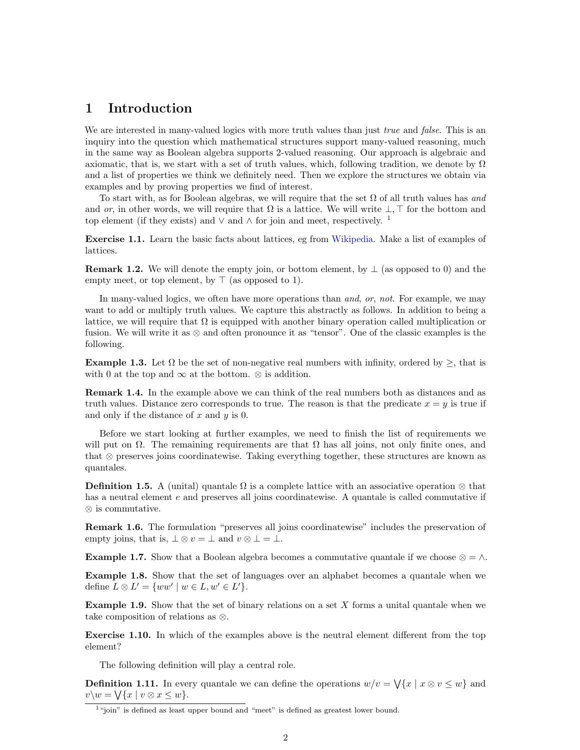# 1 Introduction

We are interested in many-valued logics with more truth values than just *true* and *false*. This is an inquiry into the question which mathematical structures support many-valued reasoning, much in the same way as Boolean algebra supports 2-valued reasoning. Our approach is algebraic and axiomatic, that is, we start with a set of truth values, which, following tradition, we denote by $\Omega$ and a list of properties we think we definitely need. Then we explore the structures we obtain via examples and by proving properties we find of interest.

To start with, as for Boolean algebras, we will require that the set $\Omega$ of all truth values has *and* and *or*, in other words, we will require that $\Omega$ is a lattice. We will write $\bot, \top$ for the bottom and top element (if they exists) and $\vee$ and $\wedge$ for join and meet, respectively. [1]

**Exercise 1.1.** Learn the basic facts about lattices, eg from Wikipedia. Make a list of examples of lattices.

**Remark 1.2.** We will denote the empty join, or bottom element, by $\bot$ (as opposed to 0) and the empty meet, or top element, by $\top$ (as opposed to 1).

In many-valued logics, we often have more operations than *and*, *or*, *not*. For example, we may want to add or multiply truth values. We capture this abstractly as follows. In addition to being a lattice, we will require that $\Omega$ is equipped with another binary operation called multiplication or fusion. We will write it as $\otimes$ and often pronounce it as "tensor". One of the classic examples is the following.

**Example 1.3.** Let $\Omega$ be the set of non-negative real numbers with infinity, ordered by $\geq$, that is with 0 at the top and $\infty$ at the bottom. $\otimes$ is addition.

**Remark 1.4.** In the example above we can think of the real numbers both as distances and as truth values. Distance zero corresponds to true. The reason is that the predicate $x = y$ is true if and only if the distance of $x$ and $y$ is 0.

Before we start looking at further examples, we need to finish the list of requirements we will put on $\Omega$. The remaining requirements are that $\Omega$ has all joins, not only finite ones, and that $\otimes$ preserves joins coordinatewise. Taking everything together, these structures are known as quantales.

**Definition 1.5.** A (unital) quantale $\Omega$ is a complete lattice with an associative operation $\otimes$ that has a neutral element $e$ and preserves all joins coordinatewise. A quantale is called commutative if $\otimes$ is commutative.

**Remark 1.6.** The formulation "preserves all joins coordinatewise" includes the preservation of empty joins, that is, $\bot \otimes v = \bot$ and $v \otimes \bot = \bot$.

**Example 1.7.** Show that a Boolean algebra becomes a commutative quantale if we choose $\otimes = \wedge$.

**Example 1.8.** Show that the set of languages over an alphabet becomes a quantale when we define $L \otimes L' = \{ww' \mid w \in L, w' \in L'\}$.

**Example 1.9.** Show that the set of binary relations on a set $X$ forms a unital quantale when we take composition of relations as $\otimes$.

**Exercise 1.10.** In which of the examples above is the neutral element different from the top element?

The following definition will play a central role.

**Definition 1.11.** In every quantale we can define the operations $w/v = \bigvee\{x \mid x \otimes v \leq w\}$ and $v\backslash w = \bigvee\{x \mid v \otimes x \leq w\}$.

---

[1] "join" is defined as least upper bound and "meet" is defined as greatest lower bound.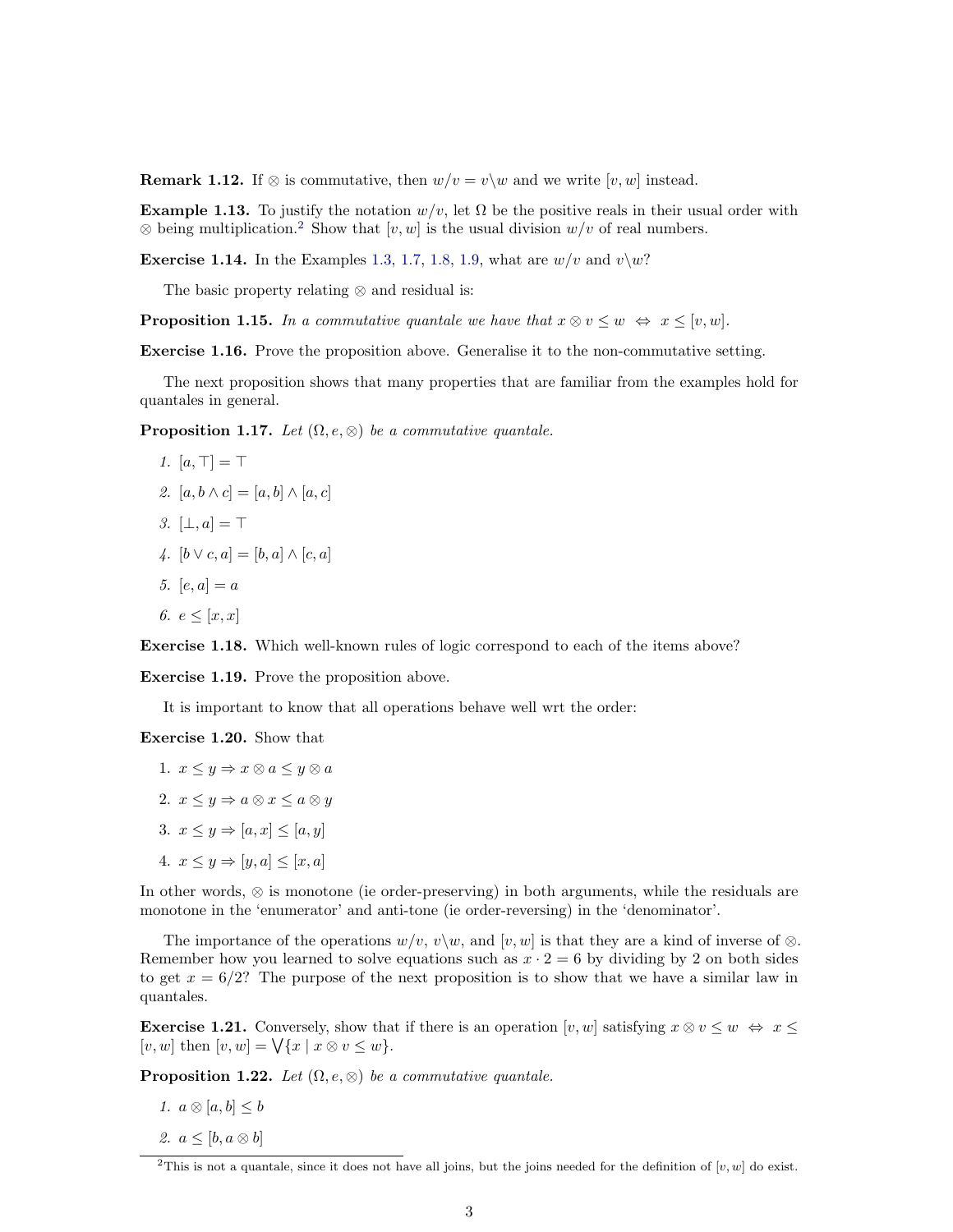**Remark 1.12.** If $\otimes$ is commutative, then $w/v = v\backslash w$ and we write $[v, w]$ instead.

**Example 1.13.** To justify the notation $w/v$, let $\Omega$ be the positive reals in their usual order with $\otimes$ being multiplication.[2] Show that $[v, w]$ is the usual division $w/v$ of real numbers.

**Exercise 1.14.** In the Examples 1.3, 1.7, 1.8, 1.9, what are $w/v$ and $v\backslash w$?

The basic property relating $\otimes$ and residual is:

**Proposition 1.15.** *In a commutative quantale we have that* $x \otimes v \leq w \Leftrightarrow x \leq [v, w]$.

**Exercise 1.16.** Prove the proposition above. Generalise it to the non-commutative setting.

The next proposition shows that many properties that are familiar from the examples hold for quantales in general.

**Proposition 1.17.** *Let* $(\Omega, e, \otimes)$ *be a commutative quantale.*

1. $[a, \top] = \top$
2. $[a, b \wedge c] = [a, b] \wedge [a, c]$
3. $[\bot, a] = \top$
4. $[b \vee c, a] = [b, a] \wedge [c, a]$
5. $[e, a] = a$
6. $e \leq [x, x]$

**Exercise 1.18.** Which well-known rules of logic correspond to each of the items above?

**Exercise 1.19.** Prove the proposition above.

It is important to know that all operations behave well wrt the order:

**Exercise 1.20.** Show that

1. $x \leq y \Rightarrow x \otimes a \leq y \otimes a$
2. $x \leq y \Rightarrow a \otimes x \leq a \otimes y$
3. $x \leq y \Rightarrow [a, x] \leq [a, y]$
4. $x \leq y \Rightarrow [y, a] \leq [x, a]$

In other words, $\otimes$ is monotone (ie order-preserving) in both arguments, while the residuals are monotone in the 'enumerator' and anti-tone (ie order-reversing) in the 'denominator'.

The importance of the operations $w/v$, $v\backslash w$, and $[v, w]$ is that they are a kind of inverse of $\otimes$. Remember how you learned to solve equations such as $x \cdot 2 = 6$ by dividing by 2 on both sides to get $x = 6/2$? The purpose of the next proposition is to show that we have a similar law in quantales.

**Exercise 1.21.** Conversely, show that if there is an operation $[v, w]$ satisfying $x \otimes v \leq w \Leftrightarrow x \leq [v, w]$ then $[v, w] = \bigvee\{x \mid x \otimes v \leq w\}$.

**Proposition 1.22.** *Let* $(\Omega, e, \otimes)$ *be a commutative quantale.*

1. $a \otimes [a, b] \leq b$
2. $a \leq [b, a \otimes b]$

[2] This is not a quantale, since it does not have all joins, but the joins needed for the definition of $[v, w]$ do exist.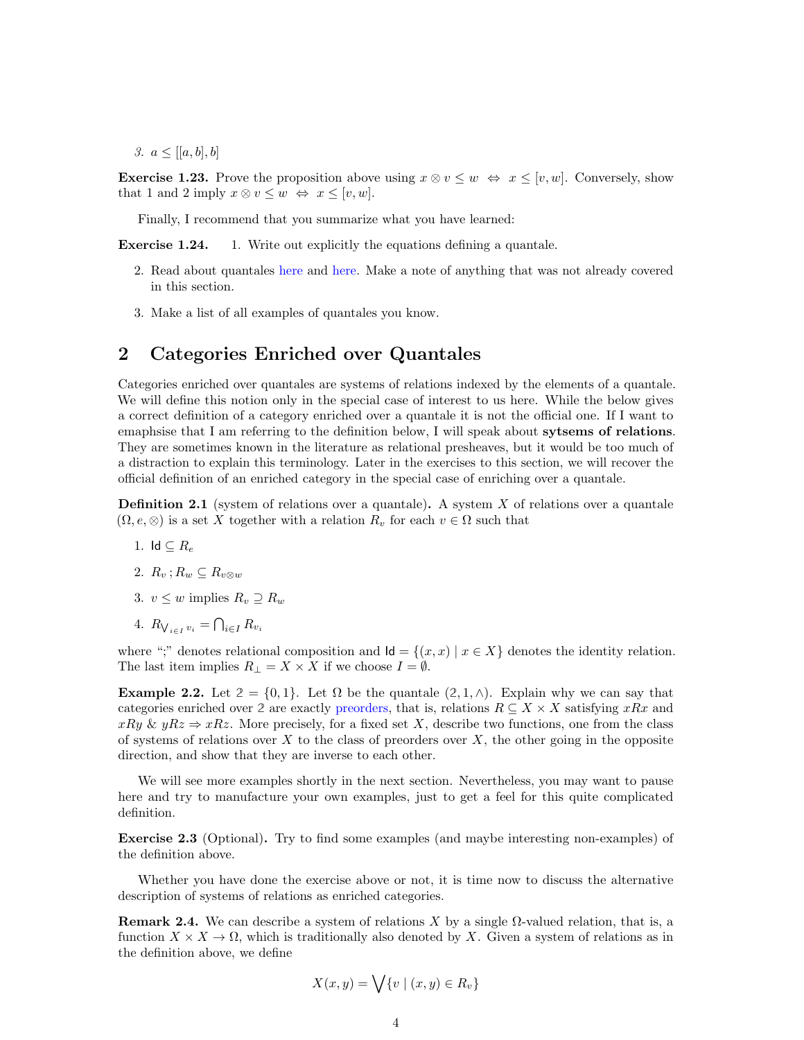3. $a \leq [[a, b], b]$

**Exercise 1.23.** Prove the proposition above using $x \otimes v \leq w \;\Leftrightarrow\; x \leq [v, w]$. Conversely, show that 1 and 2 imply $x \otimes v \leq w \;\Leftrightarrow\; x \leq [v, w]$.

Finally, I recommend that you summarize what you have learned:

**Exercise 1.24.**

1. Write out explicitly the equations defining a quantale.
2. Read about quantales here and here. Make a note of anything that was not already covered in this section.
3. Make a list of all examples of quantales you know.

## 2 Categories Enriched over Quantales

Categories enriched over quantales are systems of relations indexed by the elements of a quantale. We will define this notion only in the special case of interest to us here. While the below gives a correct definition of a category enriched over a quantale it is not the official one. If I want to emaphsise that I am referring to the definition below, I will speak about **sytsems of relations**. They are sometimes known in the literature as relational presheaves, but it would be too much of a distraction to explain this terminology. Later in the exercises to this section, we will recover the official definition of an enriched category in the special case of enriching over a quantale.

**Definition 2.1** (system of relations over a quantale)**.** A system $X$ of relations over a quantale $(\Omega, e, \otimes)$ is a set $X$ together with a relation $R_v$ for each $v \in \Omega$ such that

1. $\mathsf{Id} \subseteq R_e$
2. $R_v \,; R_w \subseteq R_{v \otimes w}$
3. $v \leq w$ implies $R_v \supseteq R_w$
4. $R_{\bigvee_{i \in I} v_i} = \bigcap_{i \in I} R_{v_i}$

where ";" denotes relational composition and $\mathsf{Id} = \{(x, x) \mid x \in X\}$ denotes the identity relation. The last item implies $R_\bot = X \times X$ if we choose $I = \emptyset$.

**Example 2.2.** Let $2 = \{0, 1\}$. Let $\Omega$ be the quantale $(2, 1, \wedge)$. Explain why we can say that categories enriched over $2$ are exactly preorders, that is, relations $R \subseteq X \times X$ satisfying $xRx$ and $xRy \;\&\; yRz \Rightarrow xRz$. More precisely, for a fixed set $X$, describe two functions, one from the class of systems of relations over $X$ to the class of preorders over $X$, the other going in the opposite direction, and show that they are inverse to each other.

We will see more examples shortly in the next section. Nevertheless, you may want to pause here and try to manufacture your own examples, just to get a feel for this quite complicated definition.

**Exercise 2.3** (Optional)**.** Try to find some examples (and maybe interesting non-examples) of the definition above.

Whether you have done the exercise above or not, it is time now to discuss the alternative description of systems of relations as enriched categories.

**Remark 2.4.** We can describe a system of relations $X$ by a single $\Omega$-valued relation, that is, a function $X \times X \to \Omega$, which is traditionally also denoted by $X$. Given a system of relations as in the definition above, we define

$$X(x, y) = \bigvee \{v \mid (x, y) \in R_v\}$$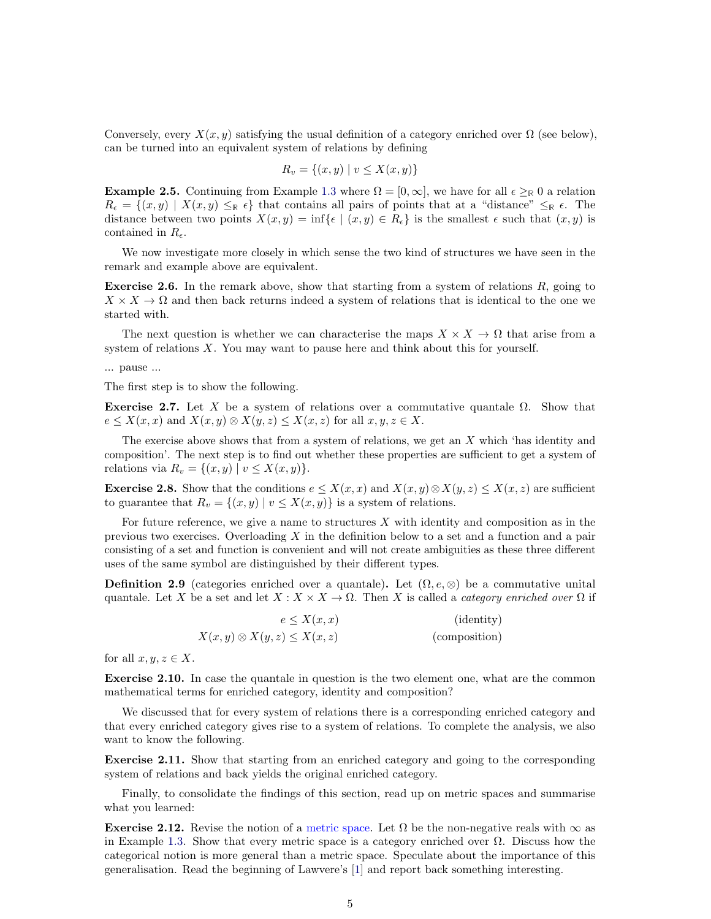Conversely, every $X(x,y)$ satisfying the usual definition of a category enriched over $\Omega$ (see below), can be turned into an equivalent system of relations by defining

$$R_v = \{(x,y) \mid v \le X(x,y)\}$$

**Example 2.5.** Continuing from Example 1.3 where $\Omega = [0,\infty]$, we have for all $\epsilon \ge_{\mathbb{R}} 0$ a relation $R_\epsilon = \{(x,y) \mid X(x,y) \le_{\mathbb{R}} \epsilon\}$ that contains all pairs of points that at a "distance" $\le_{\mathbb{R}} \epsilon$. The distance between two points $X(x,y) = \inf\{\epsilon \mid (x,y) \in R_\epsilon\}$ is the smallest $\epsilon$ such that $(x,y)$ is contained in $R_\epsilon$.

We now investigate more closely in which sense the two kind of structures we have seen in the remark and example above are equivalent.

**Exercise 2.6.** In the remark above, show that starting from a system of relations $R$, going to $X \times X \to \Omega$ and then back returns indeed a system of relations that is identical to the one we started with.

The next question is whether we can characterise the maps $X \times X \to \Omega$ that arise from a system of relations $X$. You may want to pause here and think about this for yourself.

... pause ...

The first step is to show the following.

**Exercise 2.7.** Let $X$ be a system of relations over a commutative quantale $\Omega$. Show that $e \le X(x,x)$ and $X(x,y) \otimes X(y,z) \le X(x,z)$ for all $x,y,z \in X$.

The exercise above shows that from a system of relations, we get an $X$ which 'has identity and composition'. The next step is to find out whether these properties are sufficient to get a system of relations via $R_v = \{(x,y) \mid v \le X(x,y)\}$.

**Exercise 2.8.** Show that the conditions $e \le X(x,x)$ and $X(x,y) \otimes X(y,z) \le X(x,z)$ are sufficient to guarantee that $R_v = \{(x,y) \mid v \le X(x,y)\}$ is a system of relations.

For future reference, we give a name to structures $X$ with identity and composition as in the previous two exercises. Overloading $X$ in the definition below to a set and a function and a pair consisting of a set and function is convenient and will not create ambiguities as these three different uses of the same symbol are distinguished by their different types.

**Definition 2.9** (categories enriched over a quantale)**.** Let $(\Omega, e, \otimes)$ be a commutative unital quantale. Let $X$ be a set and let $X : X \times X \to \Omega$. Then $X$ is called a *category enriched over* $\Omega$ if

$$e \le X(x,x) \qquad \text{(identity)}$$

$$X(x,y) \otimes X(y,z) \le X(x,z) \qquad \text{(composition)}$$

for all $x,y,z \in X$.

**Exercise 2.10.** In case the quantale in question is the two element one, what are the common mathematical terms for enriched category, identity and composition?

We discussed that for every system of relations there is a corresponding enriched category and that every enriched category gives rise to a system of relations. To complete the analysis, we also want to know the following.

**Exercise 2.11.** Show that starting from an enriched category and going to the corresponding system of relations and back yields the original enriched category.

Finally, to consolidate the findings of this section, read up on metric spaces and summarise what you learned:

**Exercise 2.12.** Revise the notion of a metric space. Let $\Omega$ be the non-negative reals with $\infty$ as in Example 1.3. Show that every metric space is a category enriched over $\Omega$. Discuss how the categorical notion is more general than a metric space. Speculate about the importance of this generalisation. Read the beginning of Lawvere's [1] and report back something interesting.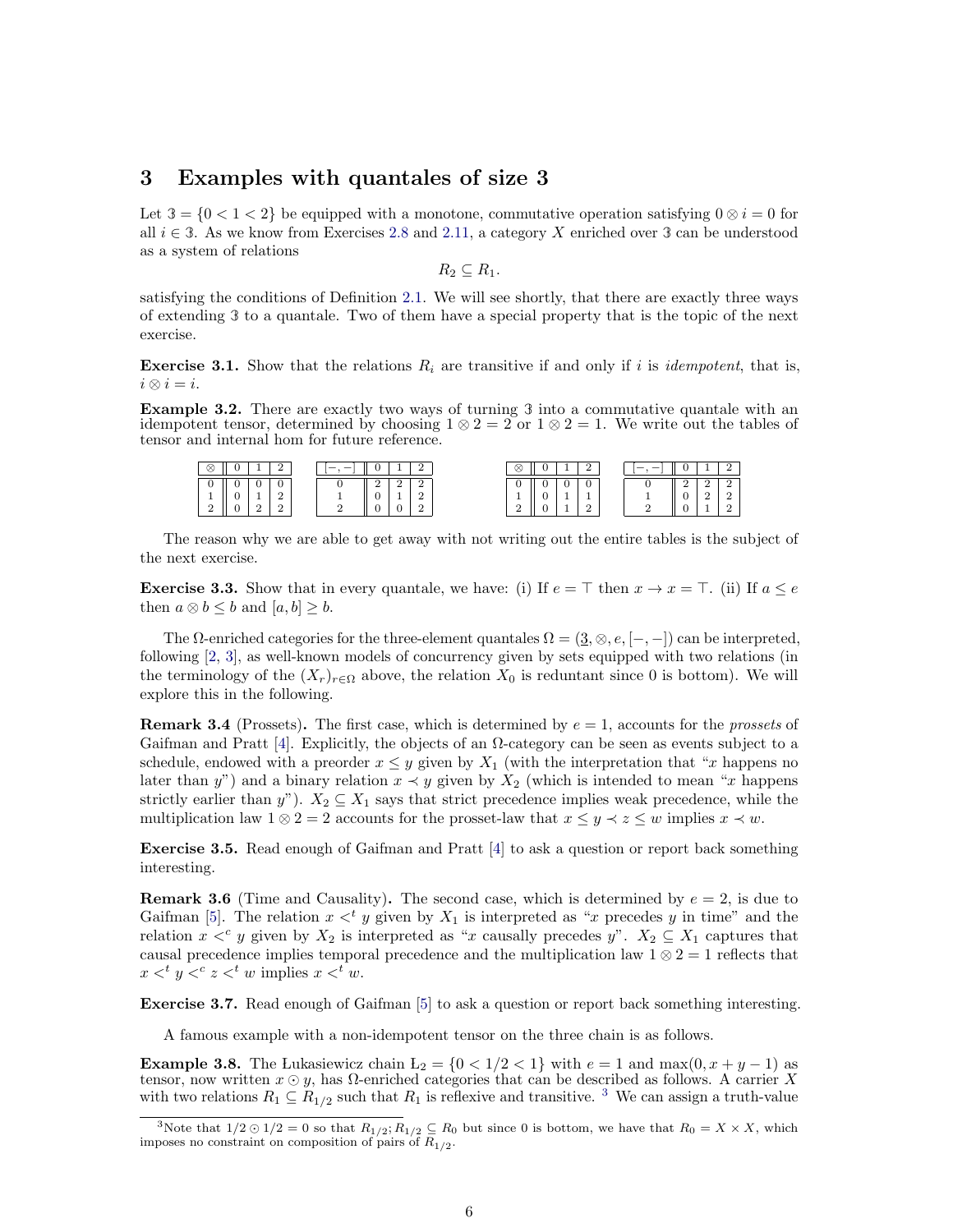# 3 Examples with quantales of size 3

Let $\mathbb{3} = \{0 < 1 < 2\}$ be equipped with a monotone, commutative operation satisfying $0 \otimes i = 0$ for all $i \in \mathbb{3}$. As we know from Exercises 2.8 and 2.11, a category $X$ enriched over $\mathbb{3}$ can be understood as a system of relations

$$R_2 \subseteq R_1.$$

satisfying the conditions of Definition 2.1. We will see shortly, that there are exactly three ways of extending $\mathbb{3}$ to a quantale. Two of them have a special property that is the topic of the next exercise.

**Exercise 3.1.** Show that the relations $R_i$ are transitive if and only if $i$ is *idempotent*, that is, $i \otimes i = i$.

**Example 3.2.** There are exactly two ways of turning $\mathbb{3}$ into a commutative quantale with an idempotent tensor, determined by choosing $1 \otimes 2 = 2$ or $1 \otimes 2 = 1$. We write out the tables of tensor and internal hom for future reference.

| $\otimes$ | 0 | 1 | 2 |
|---|---|---|---|
| 0 | 0 | 0 | 0 |
| 1 | 0 | 1 | 2 |
| 2 | 0 | 2 | 2 |

| $[-,-]$ | 0 | 1 | 2 |
|---|---|---|---|
| 0 | 2 | 2 | 2 |
| 1 | 0 | 1 | 2 |
| 2 | 0 | 0 | 2 |

| $\otimes$ | 0 | 1 | 2 |
|---|---|---|---|
| 0 | 0 | 0 | 0 |
| 1 | 0 | 1 | 1 |
| 2 | 0 | 1 | 2 |

| $[-,-]$ | 0 | 1 | 2 |
|---|---|---|---|
| 0 | 2 | 2 | 2 |
| 1 | 0 | 2 | 2 |
| 2 | 0 | 1 | 2 |

The reason why we are able to get away with not writing out the entire tables is the subject of the next exercise.

**Exercise 3.3.** Show that in every quantale, we have: (i) If $e = \top$ then $x \to x = \top$. (ii) If $a \leq e$ then $a \otimes b \leq b$ and $[a, b] \geq b$.

The $\Omega$-enriched categories for the three-element quantales $\Omega = (\underline{3}, \otimes, e, [-,-])$ can be interpreted, following [2, 3], as well-known models of concurrency given by sets equipped with two relations (in the terminology of the $(X_r)_{r\in\Omega}$ above, the relation $X_0$ is reduntant since 0 is bottom). We will explore this in the following.

**Remark 3.4** (Prossets)**.** The first case, which is determined by $e = 1$, accounts for the *prossets* of Gaifman and Pratt [4]. Explicitly, the objects of an $\Omega$-category can be seen as events subject to a schedule, endowed with a preorder $x \leq y$ given by $X_1$ (with the interpretation that "$x$ happens no later than $y$") and a binary relation $x \prec y$ given by $X_2$ (which is intended to mean "$x$ happens strictly earlier than $y$"). $X_2 \subseteq X_1$ says that strict precedence implies weak precedence, while the multiplication law $1 \otimes 2 = 2$ accounts for the prosset-law that $x \leq y \prec z \leq w$ implies $x \prec w$.

**Exercise 3.5.** Read enough of Gaifman and Pratt [4] to ask a question or report back something interesting.

**Remark 3.6** (Time and Causality)**.** The second case, which is determined by $e = 2$, is due to Gaifman [5]. The relation $x <^t y$ given by $X_1$ is interpreted as "$x$ precedes $y$ in time" and the relation $x <^c y$ given by $X_2$ is interpreted as "$x$ causally precedes $y$". $X_2 \subseteq X_1$ captures that causal precedence implies temporal precedence and the multiplication law $1 \otimes 2 = 1$ reflects that $x <^t y <^c z <^t w$ implies $x <^t w$.

**Exercise 3.7.** Read enough of Gaifman [5] to ask a question or report back something interesting.

A famous example with a non-idempotent tensor on the three chain is as follows.

**Example 3.8.** The Łukasiewicz chain $Ł_2 = \{0 < 1/2 < 1\}$ with $e = 1$ and $\max(0, x + y - 1)$ as tensor, now written $x \odot y$, has $\Omega$-enriched categories that can be described as follows. A carrier $X$ with two relations $R_1 \subseteq R_{1/2}$ such that $R_1$ is reflexive and transitive. [3] We can assign a truth-value

[3] Note that $1/2 \odot 1/2 = 0$ so that $R_{1/2}; R_{1/2} \subseteq R_0$ but since 0 is bottom, we have that $R_0 = X \times X$, which imposes no constraint on composition of pairs of $R_{1/2}$.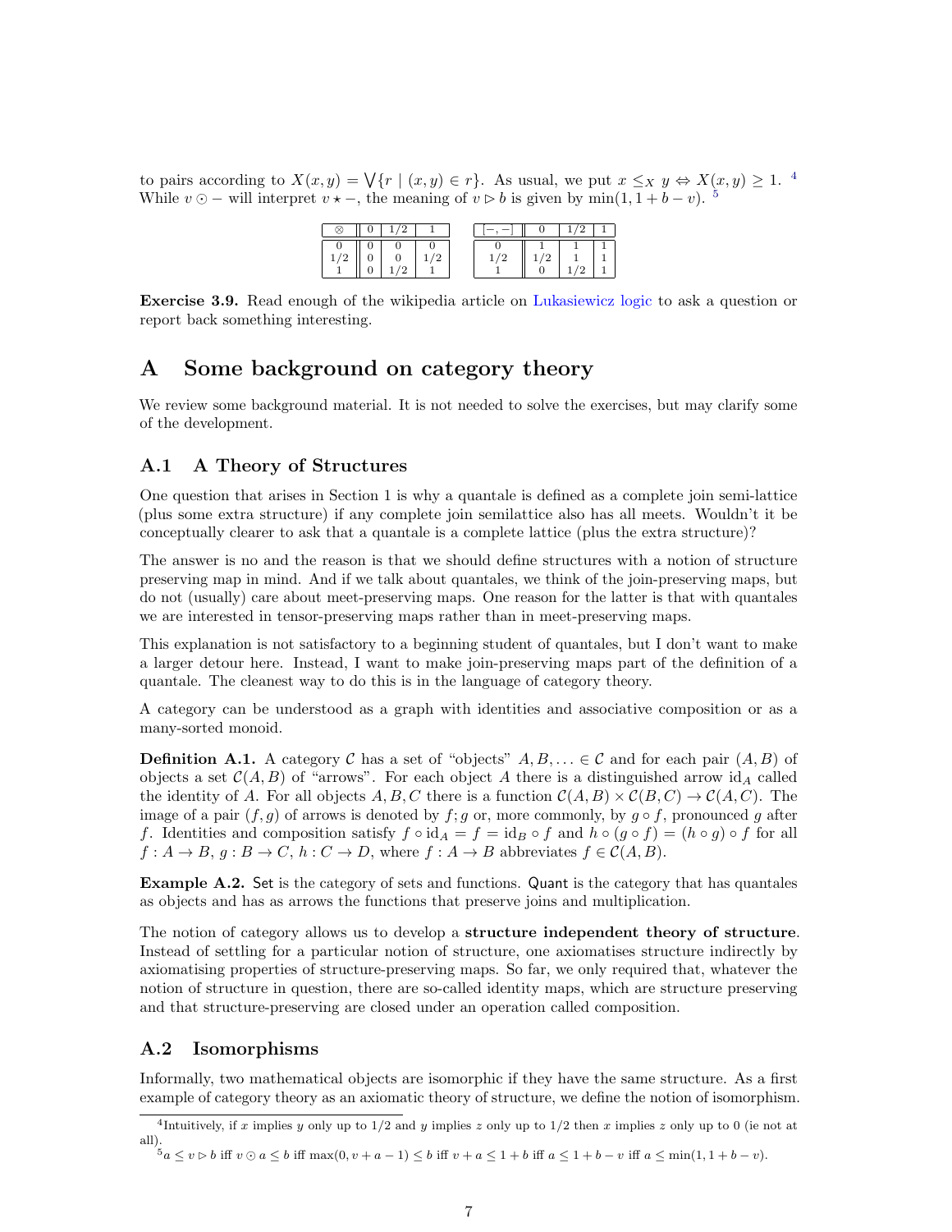to pairs according to $X(x, y) = \bigvee\{r \mid (x, y) \in r\}$. As usual, we put $x \leq_X y \Leftrightarrow X(x, y) \geq 1$. [4] While $v \odot -$ will interpret $v \star -$, the meaning of $v \rhd b$ is given by $\min(1, 1 + b - v)$. [5]

| $\otimes$ | 0 | 1/2 | 1 |
|---|---|---|---|
| 0 | 0 | 0 | 0 |
| 1/2 | 0 | 0 | 1/2 |
| 1 | 0 | 1/2 | 1 |

| $[-,-]$ | 0 | 1/2 | 1 |
|---|---|---|---|
| 0 | 1 | 1 | 1 |
| 1/2 | 1/2 | 1 | 1 |
| 1 | 0 | 1/2 | 1 |

**Exercise 3.9.** Read enough of the wikipedia article on Lukasiewicz logic to ask a question or report back something interesting.

# A Some background on category theory

We review some background material. It is not needed to solve the exercises, but may clarify some of the development.

## A.1 A Theory of Structures

One question that arises in Section 1 is why a quantale is defined as a complete join semi-lattice (plus some extra structure) if any complete join semilattice also has all meets. Wouldn't it be conceptually clearer to ask that a quantale is a complete lattice (plus the extra structure)?

The answer is no and the reason is that we should define structures with a notion of structure preserving map in mind. And if we talk about quantales, we think of the join-preserving maps, but do not (usually) care about meet-preserving maps. One reason for the latter is that with quantales we are interested in tensor-preserving maps rather than in meet-preserving maps.

This explanation is not satisfactory to a beginning student of quantales, but I don't want to make a larger detour here. Instead, I want to make join-preserving maps part of the definition of a quantale. The cleanest way to do this is in the language of category theory.

A category can be understood as a graph with identities and associative composition or as a many-sorted monoid.

**Definition A.1.** A category $\mathcal{C}$ has a set of "objects" $A, B, \ldots \in \mathcal{C}$ and for each pair $(A, B)$ of objects a set $\mathcal{C}(A, B)$ of "arrows". For each object $A$ there is a distinguished arrow $\mathrm{id}_A$ called the identity of $A$. For all objects $A, B, C$ there is a function $\mathcal{C}(A, B) \times \mathcal{C}(B, C) \to \mathcal{C}(A, C)$. The image of a pair $(f, g)$ of arrows is denoted by $f; g$ or, more commonly, by $g \circ f$, pronounced $g$ after $f$. Identities and composition satisfy $f \circ \mathrm{id}_A = f = \mathrm{id}_B \circ f$ and $h \circ (g \circ f) = (h \circ g) \circ f$ for all $f : A \to B$, $g : B \to C$, $h : C \to D$, where $f : A \to B$ abbreviates $f \in \mathcal{C}(A, B)$.

**Example A.2.** $\mathsf{Set}$ is the category of sets and functions. $\mathsf{Quant}$ is the category that has quantales as objects and has as arrows the functions that preserve joins and multiplication.

The notion of category allows us to develop a **structure independent theory of structure**. Instead of settling for a particular notion of structure, one axiomatises structure indirectly by axiomatising properties of structure-preserving maps. So far, we only required that, whatever the notion of structure in question, there are so-called identity maps, which are structure preserving and that structure-preserving are closed under an operation called composition.

## A.2 Isomorphisms

Informally, two mathematical objects are isomorphic if they have the same structure. As a first example of category theory as an axiomatic theory of structure, we define the notion of isomorphism.

---

[4] Intuitively, if $x$ implies $y$ only up to $1/2$ and $y$ implies $z$ only up to $1/2$ then $x$ implies $z$ only up to 0 (ie not at all).

[5] $a \leq v \rhd b$ iff $v \odot a \leq b$ iff $\max(0, v + a - 1) \leq b$ iff $v + a \leq 1 + b$ iff $a \leq 1 + b - v$ iff $a \leq \min(1, 1 + b - v)$.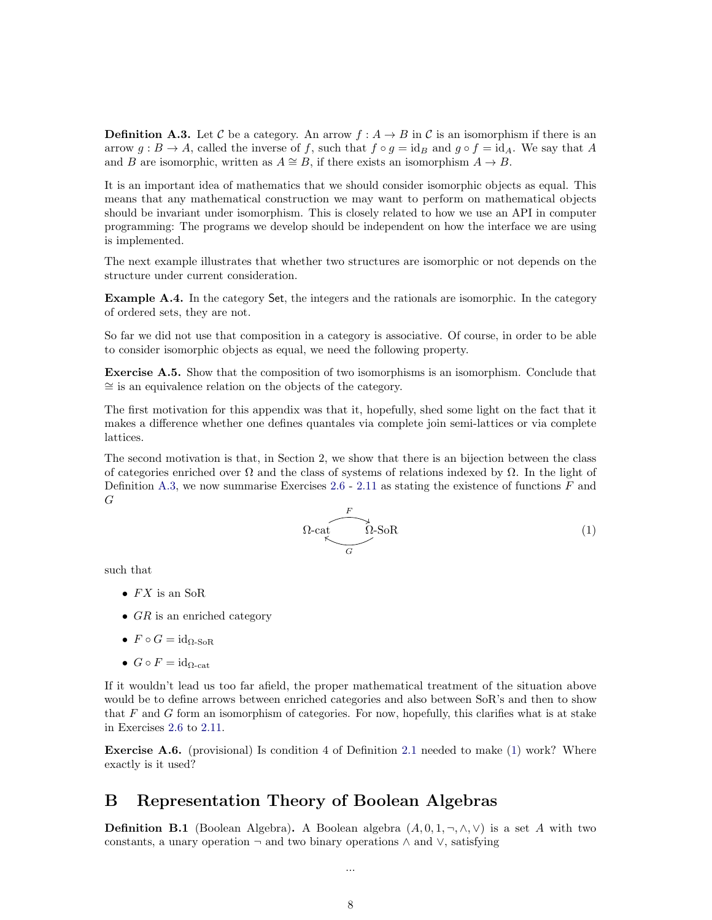**Definition A.3.** Let $\mathcal{C}$ be a category. An arrow $f : A \to B$ in $\mathcal{C}$ is an isomorphism if there is an arrow $g : B \to A$, called the inverse of $f$, such that $f \circ g = \mathrm{id}_B$ and $g \circ f = \mathrm{id}_A$. We say that $A$ and $B$ are isomorphic, written as $A \cong B$, if there exists an isomorphism $A \to B$.

It is an important idea of mathematics that we should consider isomorphic objects as equal. This means that any mathematical construction we may want to perform on mathematical objects should be invariant under isomorphism. This is closely related to how we use an API in computer programming: The programs we develop should be independent on how the interface we are using is implemented.

The next example illustrates that whether two structures are isomorphic or not depends on the structure under current consideration.

**Example A.4.** In the category $\mathsf{Set}$, the integers and the rationals are isomorphic. In the category of ordered sets, they are not.

So far we did not use that composition in a category is associative. Of course, in order to be able to consider isomorphic objects as equal, we need the following property.

**Exercise A.5.** Show that the composition of two isomorphisms is an isomorphism. Conclude that $\cong$ is an equivalence relation on the objects of the category.

The first motivation for this appendix was that it, hopefully, shed some light on the fact that it makes a difference whether one defines quantales via complete join semi-lattices or via complete lattices.

The second motivation is that, in Section 2, we show that there is an bijection between the class of categories enriched over $\Omega$ and the class of systems of relations indexed by $\Omega$. In the light of Definition A.3, we now summarise Exercises 2.6 - 2.11 as stating the existence of functions $F$ and $G$

$$\Omega\text{-cat} \underset{G}{\overset{F}{\rightleftarrows}} \Omega\text{-SoR} \tag{1}$$

such that

- $FX$ is an SoR
- $GR$ is an enriched category
- $F \circ G = \mathrm{id}_{\Omega\text{-SoR}}$
- $G \circ F = \mathrm{id}_{\Omega\text{-cat}}$

If it wouldn't lead us too far afield, the proper mathematical treatment of the situation above would be to define arrows between enriched categories and also between SoR's and then to show that $F$ and $G$ form an isomorphism of categories. For now, hopefully, this clarifies what is at stake in Exercises 2.6 to 2.11.

**Exercise A.6.** (provisional) Is condition 4 of Definition 2.1 needed to make (1) work? Where exactly is it used?

# B Representation Theory of Boolean Algebras

**Definition B.1** (Boolean Algebra)**.** A Boolean algebra $(A, 0, 1, \neg, \wedge, \vee)$ is a set $A$ with two constants, a unary operation $\neg$ and two binary operations $\wedge$ and $\vee$, satisfying

...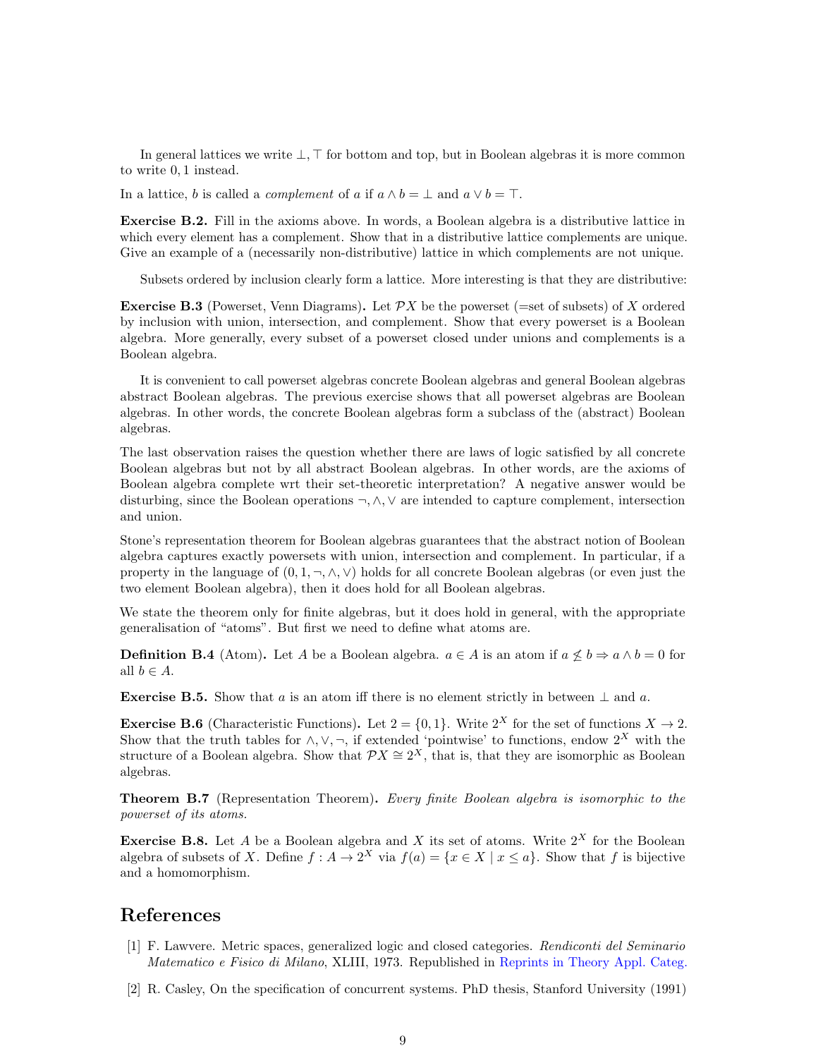In general lattices we write $\bot, \top$ for bottom and top, but in Boolean algebras it is more common to write $0, 1$ instead.

In a lattice, $b$ is called a *complement* of $a$ if $a \wedge b = \bot$ and $a \vee b = \top$.

**Exercise B.2.** Fill in the axioms above. In words, a Boolean algebra is a distributive lattice in which every element has a complement. Show that in a distributive lattice complements are unique. Give an example of a (necessarily non-distributive) lattice in which complements are not unique.

Subsets ordered by inclusion clearly form a lattice. More interesting is that they are distributive:

**Exercise B.3** (Powerset, Venn Diagrams)**.** Let $\mathcal{P}X$ be the powerset (=set of subsets) of $X$ ordered by inclusion with union, intersection, and complement. Show that every powerset is a Boolean algebra. More generally, every subset of a powerset closed under unions and complements is a Boolean algebra.

It is convenient to call powerset algebras concrete Boolean algebras and general Boolean algebras abstract Boolean algebras. The previous exercise shows that all powerset algebras are Boolean algebras. In other words, the concrete Boolean algebras form a subclass of the (abstract) Boolean algebras.

The last observation raises the question whether there are laws of logic satisfied by all concrete Boolean algebras but not by all abstract Boolean algebras. In other words, are the axioms of Boolean algebra complete wrt their set-theoretic interpretation? A negative answer would be disturbing, since the Boolean operations $\neg, \wedge, \vee$ are intended to capture complement, intersection and union.

Stone's representation theorem for Boolean algebras guarantees that the abstract notion of Boolean algebra captures exactly powersets with union, intersection and complement. In particular, if a property in the language of $(0, 1, \neg, \wedge, \vee)$ holds for all concrete Boolean algebras (or even just the two element Boolean algebra), then it does hold for all Boolean algebras.

We state the theorem only for finite algebras, but it does hold in general, with the appropriate generalisation of "atoms". But first we need to define what atoms are.

**Definition B.4** (Atom)**.** Let $A$ be a Boolean algebra. $a \in A$ is an atom if $a \not\leq b \Rightarrow a \wedge b = 0$ for all $b \in A$.

**Exercise B.5.** Show that $a$ is an atom iff there is no element strictly in between $\bot$ and $a$.

**Exercise B.6** (Characteristic Functions)**.** Let $2 = \{0, 1\}$. Write $2^X$ for the set of functions $X \to 2$. Show that the truth tables for $\wedge, \vee, \neg$, if extended 'pointwise' to functions, endow $2^X$ with the structure of a Boolean algebra. Show that $\mathcal{P}X \cong 2^X$, that is, that they are isomorphic as Boolean algebras.

**Theorem B.7** (Representation Theorem)**.** *Every finite Boolean algebra is isomorphic to the powerset of its atoms.*

**Exercise B.8.** Let $A$ be a Boolean algebra and $X$ its set of atoms. Write $2^X$ for the Boolean algebra of subsets of $X$. Define $f : A \to 2^X$ via $f(a) = \{x \in X \mid x \leq a\}$. Show that $f$ is bijective and a homomorphism.

# References

[1] F. Lawvere. Metric spaces, generalized logic and closed categories. *Rendiconti del Seminario Matematico e Fisico di Milano*, XLIII, 1973. Republished in Reprints in Theory Appl. Categ.

[2] R. Casley, On the specification of concurrent systems. PhD thesis, Stanford University (1991)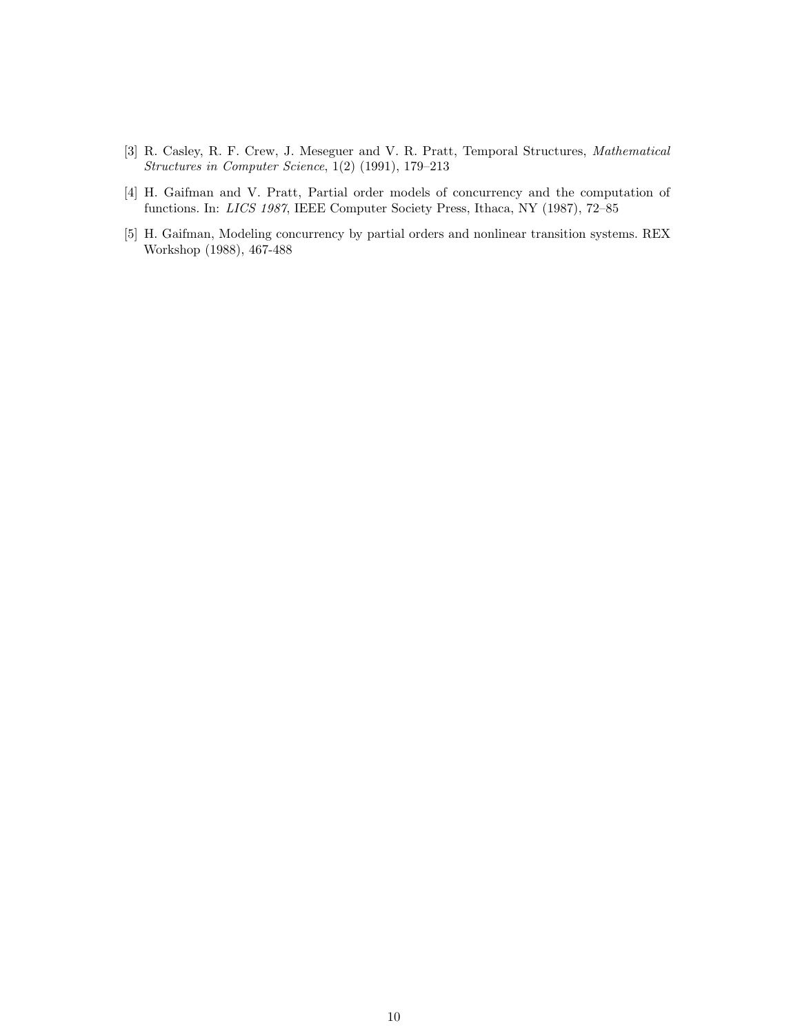[3] R. Casley, R. F. Crew, J. Meseguer and V. R. Pratt, Temporal Structures, *Mathematical Structures in Computer Science*, 1(2) (1991), 179–213

[4] H. Gaifman and V. Pratt, Partial order models of concurrency and the computation of functions. In: *LICS 1987*, IEEE Computer Society Press, Ithaca, NY (1987), 72–85

[5] H. Gaifman, Modeling concurrency by partial orders and nonlinear transition systems. REX Workshop (1988), 467-488